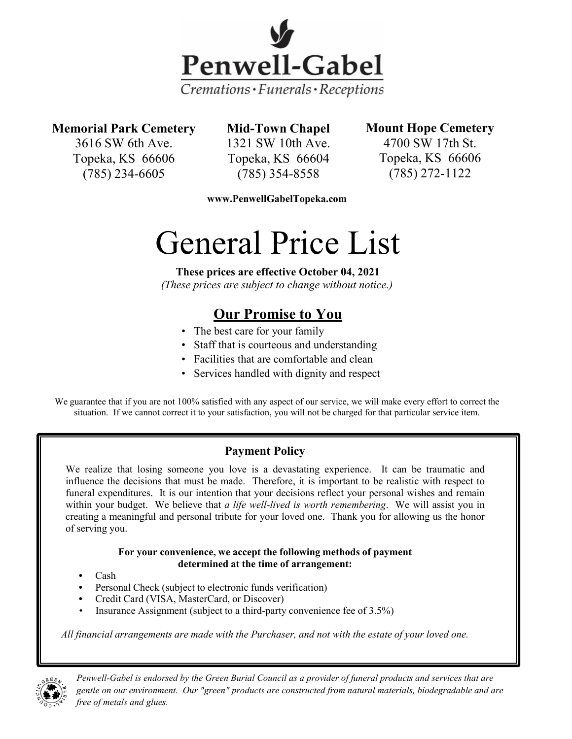# Penwell-Gabel

*Cremations · Funerals · Receptions*

| Memorial Park Cemetery | Mid-Town Chapel | Mount Hope Cemetery |
|---|---|---|
| 3616 SW 6th Ave. | 1321 SW 10th Ave. | 4700 SW 17th St. |
| Topeka, KS 66606 | Topeka, KS 66604 | Topeka, KS 66606 |
| (785) 234-6605 | (785) 354-8558 | (785) 272-1122 |

**www.PenwellGabelTopeka.com**

# General Price List

**These prices are effective October 04, 2021**

*(These prices are subject to change without notice.)*

## Our Promise to You

- The best care for your family
- Staff that is courteous and understanding
- Facilities that are comfortable and clean
- Services handled with dignity and respect

We guarantee that if you are not 100% satisfied with any aspect of our service, we will make every effort to correct the situation. If we cannot correct it to your satisfaction, you will not be charged for that particular service item.

### Payment Policy

We realize that losing someone you love is a devastating experience. It can be traumatic and influence the decisions that must be made. Therefore, it is important to be realistic with respect to funeral expenditures. It is our intention that your decisions reflect your personal wishes and remain within your budget. We believe that *a life well-lived is worth remembering*. We will assist you in creating a meaningful and personal tribute for your loved one. Thank you for allowing us the honor of serving you.

**For your convenience, we accept the following methods of payment determined at the time of arrangement:**

- Cash
- Personal Check (subject to electronic funds verification)
- Credit Card (VISA, MasterCard, or Discover)
- Insurance Assignment (subject to a third-party convenience fee of 3.5%)

*All financial arrangements are made with the Purchaser, and not with the estate of your loved one.*

*Penwell-Gabel is endorsed by the Green Burial Council as a provider of funeral products and services that are gentle on our environment. Our "green" products are constructed from natural materials, biodegradable and are free of metals and glues.*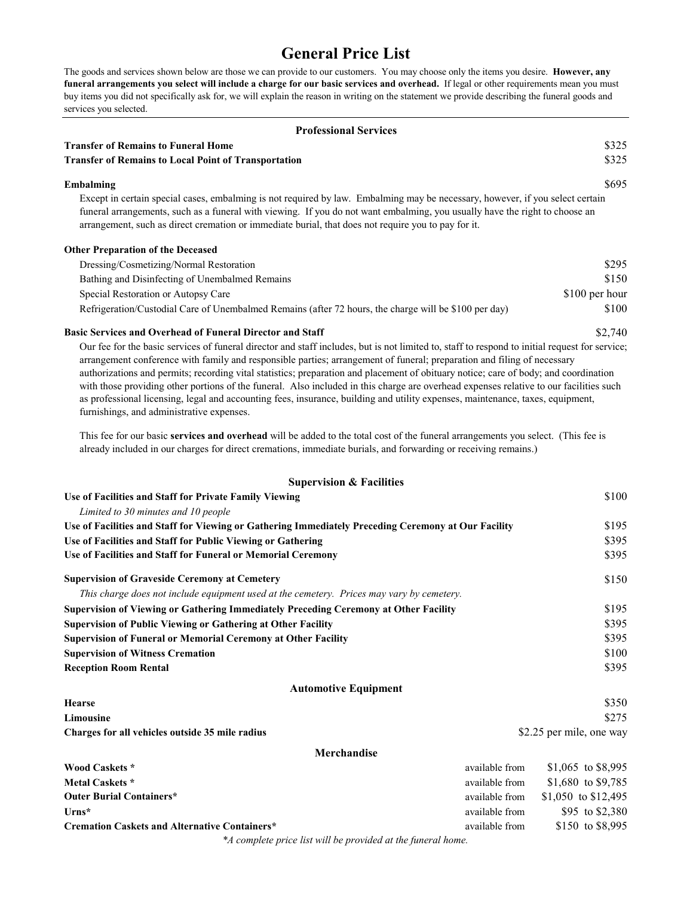# General Price List

The goods and services shown below are those we can provide to our customers. You may choose only the items you desire. **However, any funeral arrangements you select will include a charge for our basic services and overhead.** If legal or other requirements mean you must buy items you did not specifically ask for, we will explain the reason in writing on the statement we provide describing the funeral goods and services you selected.

## Professional Services

| | |
|---|---|
| **Transfer of Remains to Funeral Home** | $325 |
| **Transfer of Remains to Local Point of Transportation** | $325 |

**Embalming** — $695

Except in certain special cases, embalming is not required by law. Embalming may be necessary, however, if you select certain funeral arrangements, such as a funeral with viewing. If you do not want embalming, you usually have the right to choose an arrangement, such as direct cremation or immediate burial, that does not require you to pay for it.

**Other Preparation of the Deceased**

| | |
|---|---|
| Dressing/Cosmetizing/Normal Restoration | $295 |
| Bathing and Disinfecting of Unembalmed Remains | $150 |
| Special Restoration or Autopsy Care | $100 per hour |
| Refrigeration/Custodial Care of Unembalmed Remains (after 72 hours, the charge will be $100 per day) | $100 |

**Basic Services and Overhead of Funeral Director and Staff** — $2,740

Our fee for the basic services of funeral director and staff includes, but is not limited to, staff to respond to initial request for service; arrangement conference with family and responsible parties; arrangement of funeral; preparation and filing of necessary authorizations and permits; recording vital statistics; preparation and placement of obituary notice; care of body; and coordination with those providing other portions of the funeral. Also included in this charge are overhead expenses relative to our facilities such as professional licensing, legal and accounting fees, insurance, building and utility expenses, maintenance, taxes, equipment, furnishings, and administrative expenses.

This fee for our basic **services and overhead** will be added to the total cost of the funeral arrangements you select. (This fee is already included in our charges for direct cremations, immediate burials, and forwarding or receiving remains.)

## Supervision & Facilities

| | |
|---|---|
| **Use of Facilities and Staff for Private Family Viewing**<br>*Limited to 30 minutes and 10 people* | $100 |
| **Use of Facilities and Staff for Viewing or Gathering Immediately Preceding Ceremony at Our Facility** | $195 |
| **Use of Facilities and Staff for Public Viewing or Gathering** | $395 |
| **Use of Facilities and Staff for Funeral or Memorial Ceremony** | $395 |
| **Supervision of Graveside Ceremony at Cemetery**<br>*This charge does not include equipment used at the cemetery. Prices may vary by cemetery.* | $150 |
| **Supervision of Viewing or Gathering Immediately Preceding Ceremony at Other Facility** | $195 |
| **Supervision of Public Viewing or Gathering at Other Facility** | $395 |
| **Supervision of Funeral or Memorial Ceremony at Other Facility** | $395 |
| **Supervision of Witness Cremation** | $100 |
| **Reception Room Rental** | $395 |

## Automotive Equipment

| | |
|---|---|
| **Hearse** | $350 |
| **Limousine** | $275 |
| **Charges for all vehicles outside 35 mile radius** | $2.25 per mile, one way |

## Merchandise

| | | |
|---|---|---|
| **Wood Caskets *** | available from | $1,065 to $8,995 |
| **Metal Caskets *** | available from | $1,680 to $9,785 |
| **Outer Burial Containers*** | available from | $1,050 to $12,495 |
| **Urns*** | available from | $95 to $2,380 |
| **Cremation Caskets and Alternative Containers*** | available from | $150 to $8,995 |

*\*A complete price list will be provided at the funeral home.*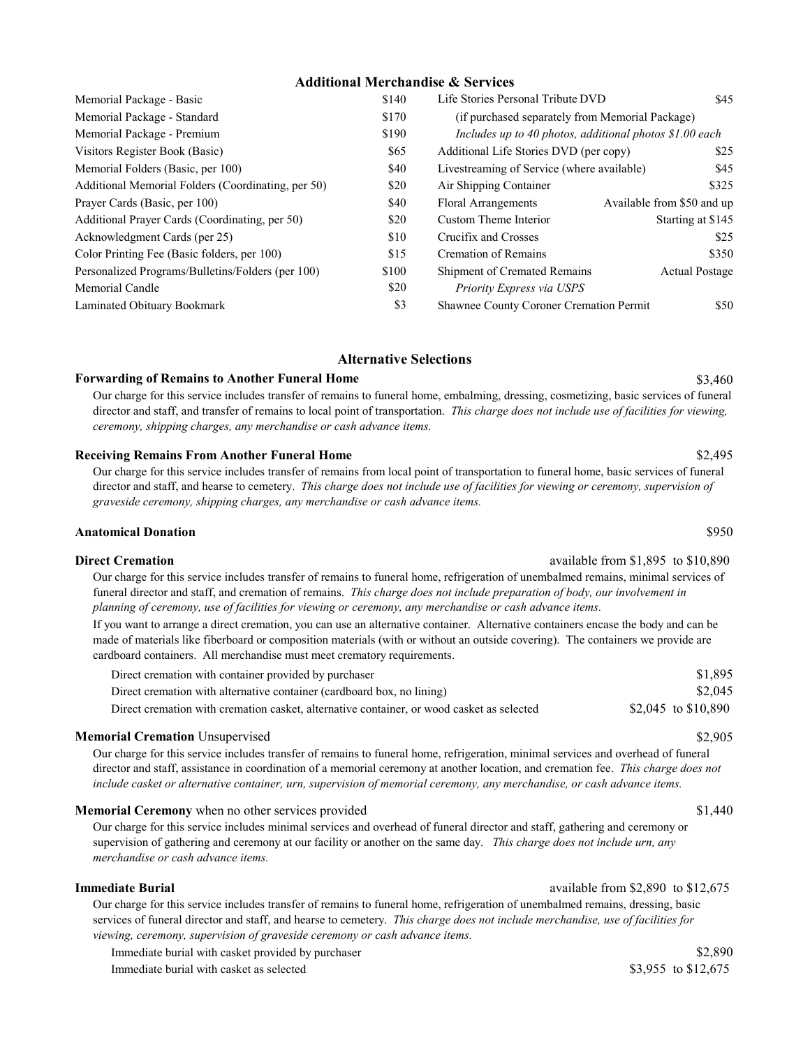## Additional Merchandise & Services

| Item | Price |
| --- | --- |
| Memorial Package - Basic | $140 |
| Memorial Package - Standard | $170 |
| Memorial Package - Premium | $190 |
| Visitors Register Book (Basic) | $65 |
| Memorial Folders (Basic, per 100) | $40 |
| Additional Memorial Folders (Coordinating, per 50) | $20 |
| Prayer Cards (Basic, per 100) | $40 |
| Additional Prayer Cards (Coordinating, per 50) | $20 |
| Acknowledgment Cards (per 25) | $10 |
| Color Printing Fee (Basic folders, per 100) | $15 |
| Personalized Programs/Bulletins/Folders (per 100) | $100 |
| Memorial Candle | $20 |
| Laminated Obituary Bookmark | $3 |
| Life Stories Personal Tribute DVD (if purchased separately from Memorial Package) *Includes up to 40 photos, additional photos $1.00 each* | $45 |
| Additional Life Stories DVD (per copy) | $25 |
| Livestreaming of Service (where available) | $45 |
| Air Shipping Container | $325 |
| Floral Arrangements | Available from $50 and up |
| Custom Theme Interior | Starting at $145 |
| Crucifix and Crosses | $25 |
| Cremation of Remains | $350 |
| Shipment of Cremated Remains *Priority Express via USPS* | Actual Postage |
| Shawnee County Coroner Cremation Permit | $50 |

## Alternative Selections

**Forwarding of Remains to Another Funeral Home** — $3,460

Our charge for this service includes transfer of remains to funeral home, embalming, dressing, cosmetizing, basic services of funeral director and staff, and transfer of remains to local point of transportation. *This charge does not include use of facilities for viewing, ceremony, shipping charges, any merchandise or cash advance items.*

**Receiving Remains From Another Funeral Home** — $2,495

Our charge for this service includes transfer of remains from local point of transportation to funeral home, basic services of funeral director and staff, and hearse to cemetery. *This charge does not include use of facilities for viewing or ceremony, supervision of graveside ceremony, shipping charges, any merchandise or cash advance items.*

**Anatomical Donation** — $950

**Direct Cremation** — available from $1,895 to $10,890

Our charge for this service includes transfer of remains to funeral home, refrigeration of unembalmed remains, minimal services of funeral director and staff, and cremation of remains. *This charge does not include preparation of body, our involvement in planning of ceremony, use of facilities for viewing or ceremony, any merchandise or cash advance items.*

If you want to arrange a direct cremation, you can use an alternative container. Alternative containers encase the body and can be made of materials like fiberboard or composition materials (with or without an outside covering). The containers we provide are cardboard containers. All merchandise must meet crematory requirements.

| Option | Price |
| --- | --- |
| Direct cremation with container provided by purchaser | $1,895 |
| Direct cremation with alternative container (cardboard box, no lining) | $2,045 |
| Direct cremation with cremation casket, alternative container, or wood casket as selected | $2,045 to $10,890 |

**Memorial Cremation** Unsupervised — $2,905

Our charge for this service includes transfer of remains to funeral home, refrigeration, minimal services and overhead of funeral director and staff, assistance in coordination of a memorial ceremony at another location, and cremation fee. *This charge does not include casket or alternative container, urn, supervision of memorial ceremony, any merchandise, or cash advance items.*

**Memorial Ceremony** when no other services provided — $1,440

Our charge for this service includes minimal services and overhead of funeral director and staff, gathering and ceremony or supervision of gathering and ceremony at our facility or another on the same day. *This charge does not include urn, any merchandise or cash advance items.*

**Immediate Burial** — available from $2,890 to $12,675

Our charge for this service includes transfer of remains to funeral home, refrigeration of unembalmed remains, dressing, basic services of funeral director and staff, and hearse to cemetery. *This charge does not include merchandise, use of facilities for viewing, ceremony, supervision of graveside ceremony or cash advance items.*

| Option | Price |
| --- | --- |
| Immediate burial with casket provided by purchaser | $2,890 |
| Immediate burial with casket as selected | $3,955 to $12,675 |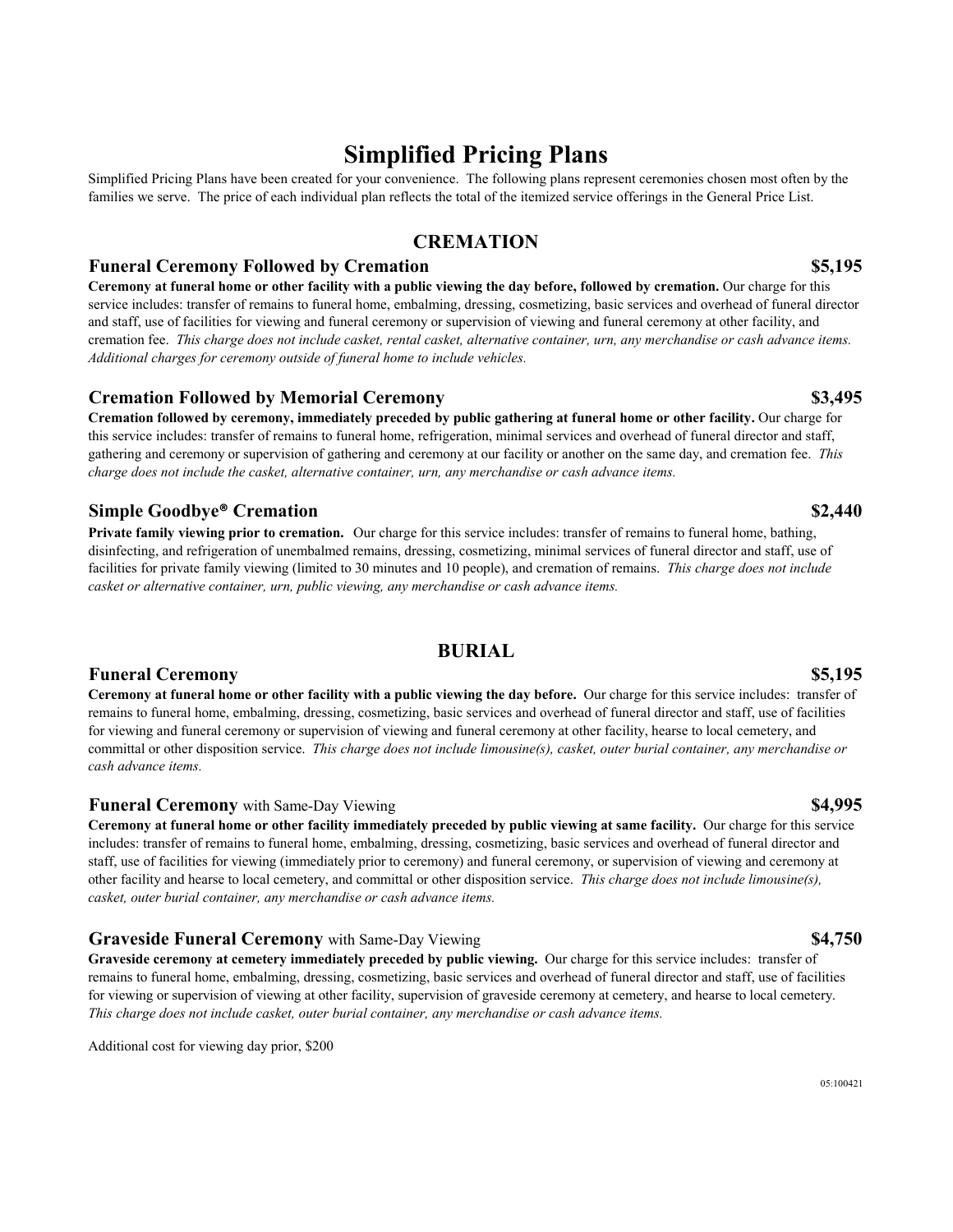# Simplified Pricing Plans

Simplified Pricing Plans have been created for your convenience. The following plans represent ceremonies chosen most often by the families we serve. The price of each individual plan reflects the total of the itemized service offerings in the General Price List.

## CREMATION

### Funeral Ceremony Followed by Cremation — $5,195

**Ceremony at funeral home or other facility with a public viewing the day before, followed by cremation.** Our charge for this service includes: transfer of remains to funeral home, embalming, dressing, cosmetizing, basic services and overhead of funeral director and staff, use of facilities for viewing and funeral ceremony or supervision of viewing and funeral ceremony at other facility, and cremation fee. *This charge does not include casket, rental casket, alternative container, urn, any merchandise or cash advance items. Additional charges for ceremony outside of funeral home to include vehicles.*

### Cremation Followed by Memorial Ceremony — $3,495

**Cremation followed by ceremony, immediately preceded by public gathering at funeral home or other facility.** Our charge for this service includes: transfer of remains to funeral home, refrigeration, minimal services and overhead of funeral director and staff, gathering and ceremony or supervision of gathering and ceremony at our facility or another on the same day, and cremation fee. *This charge does not include the casket, alternative container, urn, any merchandise or cash advance items.*

### Simple Goodbye® Cremation — $2,440

**Private family viewing prior to cremation.** Our charge for this service includes: transfer of remains to funeral home, bathing, disinfecting, and refrigeration of unembalmed remains, dressing, cosmetizing, minimal services of funeral director and staff, use of facilities for private family viewing (limited to 30 minutes and 10 people), and cremation of remains. *This charge does not include casket or alternative container, urn, public viewing, any merchandise or cash advance items.*

## BURIAL

### Funeral Ceremony — $5,195

**Ceremony at funeral home or other facility with a public viewing the day before.** Our charge for this service includes: transfer of remains to funeral home, embalming, dressing, cosmetizing, basic services and overhead of funeral director and staff, use of facilities for viewing and funeral ceremony or supervision of viewing and funeral ceremony at other facility, hearse to local cemetery, and committal or other disposition service. *This charge does not include limousine(s), casket, outer burial container, any merchandise or cash advance items.*

### Funeral Ceremony with Same-Day Viewing — $4,995

**Ceremony at funeral home or other facility immediately preceded by public viewing at same facility.** Our charge for this service includes: transfer of remains to funeral home, embalming, dressing, cosmetizing, basic services and overhead of funeral director and staff, use of facilities for viewing (immediately prior to ceremony) and funeral ceremony, or supervision of viewing and ceremony at other facility and hearse to local cemetery, and committal or other disposition service. *This charge does not include limousine(s), casket, outer burial container, any merchandise or cash advance items.*

### Graveside Funeral Ceremony with Same-Day Viewing — $4,750

**Graveside ceremony at cemetery immediately preceded by public viewing.** Our charge for this service includes: transfer of remains to funeral home, embalming, dressing, cosmetizing, basic services and overhead of funeral director and staff, use of facilities for viewing or supervision of viewing at other facility, supervision of graveside ceremony at cemetery, and hearse to local cemetery. *This charge does not include casket, outer burial container, any merchandise or cash advance items.*

Additional cost for viewing day prior, $200

05:100421